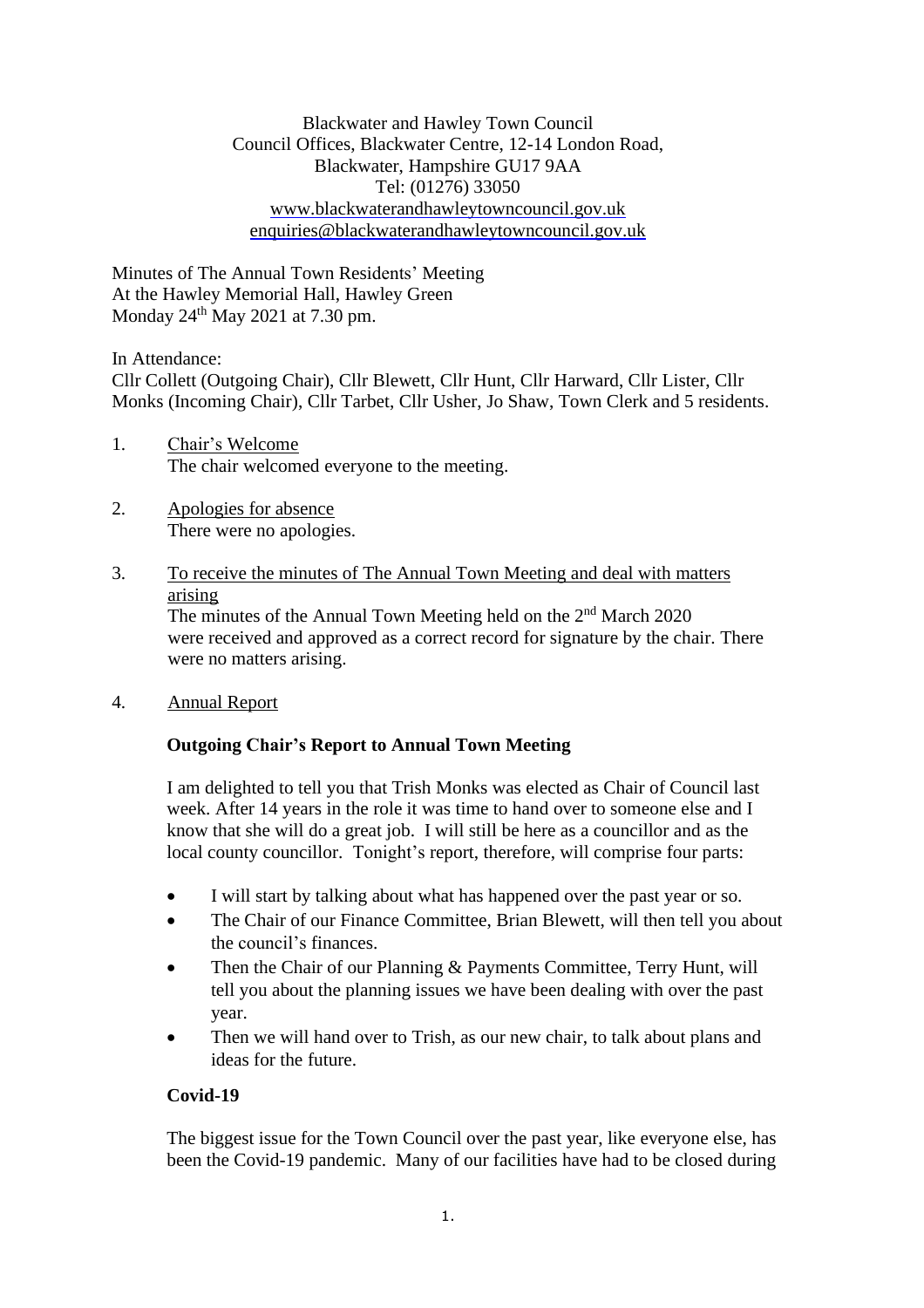Blackwater and Hawley Town Council
Council Offices, Blackwater Centre, 12-14 London Road,
Blackwater, Hampshire GU17 9AA
Tel: (01276) 33050
www.blackwaterandhawleytowncouncil.gov.uk
enquiries@blackwaterandhawleytowncouncil.gov.uk

Minutes of The Annual Town Residents' Meeting
At the Hawley Memorial Hall, Hawley Green
Monday 24th May 2021 at 7.30 pm.

In Attendance:
Cllr Collett (Outgoing Chair), Cllr Blewett, Cllr Hunt, Cllr Harward, Cllr Lister, Cllr Monks (Incoming Chair), Cllr Tarbet, Cllr Usher, Jo Shaw, Town Clerk and 5 residents.

1. Chair's Welcome
   The chair welcomed everyone to the meeting.

2. Apologies for absence
   There were no apologies.

3. To receive the minutes of The Annual Town Meeting and deal with matters arising
   The minutes of the Annual Town Meeting held on the 2nd March 2020 were received and approved as a correct record for signature by the chair. There were no matters arising.

4. Annual Report

**Outgoing Chair's Report to Annual Town Meeting**

I am delighted to tell you that Trish Monks was elected as Chair of Council last week. After 14 years in the role it was time to hand over to someone else and I know that she will do a great job. I will still be here as a councillor and as the local county councillor. Tonight's report, therefore, will comprise four parts:

- I will start by talking about what has happened over the past year or so.
- The Chair of our Finance Committee, Brian Blewett, will then tell you about the council's finances.
- Then the Chair of our Planning & Payments Committee, Terry Hunt, will tell you about the planning issues we have been dealing with over the past year.
- Then we will hand over to Trish, as our new chair, to talk about plans and ideas for the future.

**Covid-19**

The biggest issue for the Town Council over the past year, like everyone else, has been the Covid-19 pandemic. Many of our facilities have had to be closed during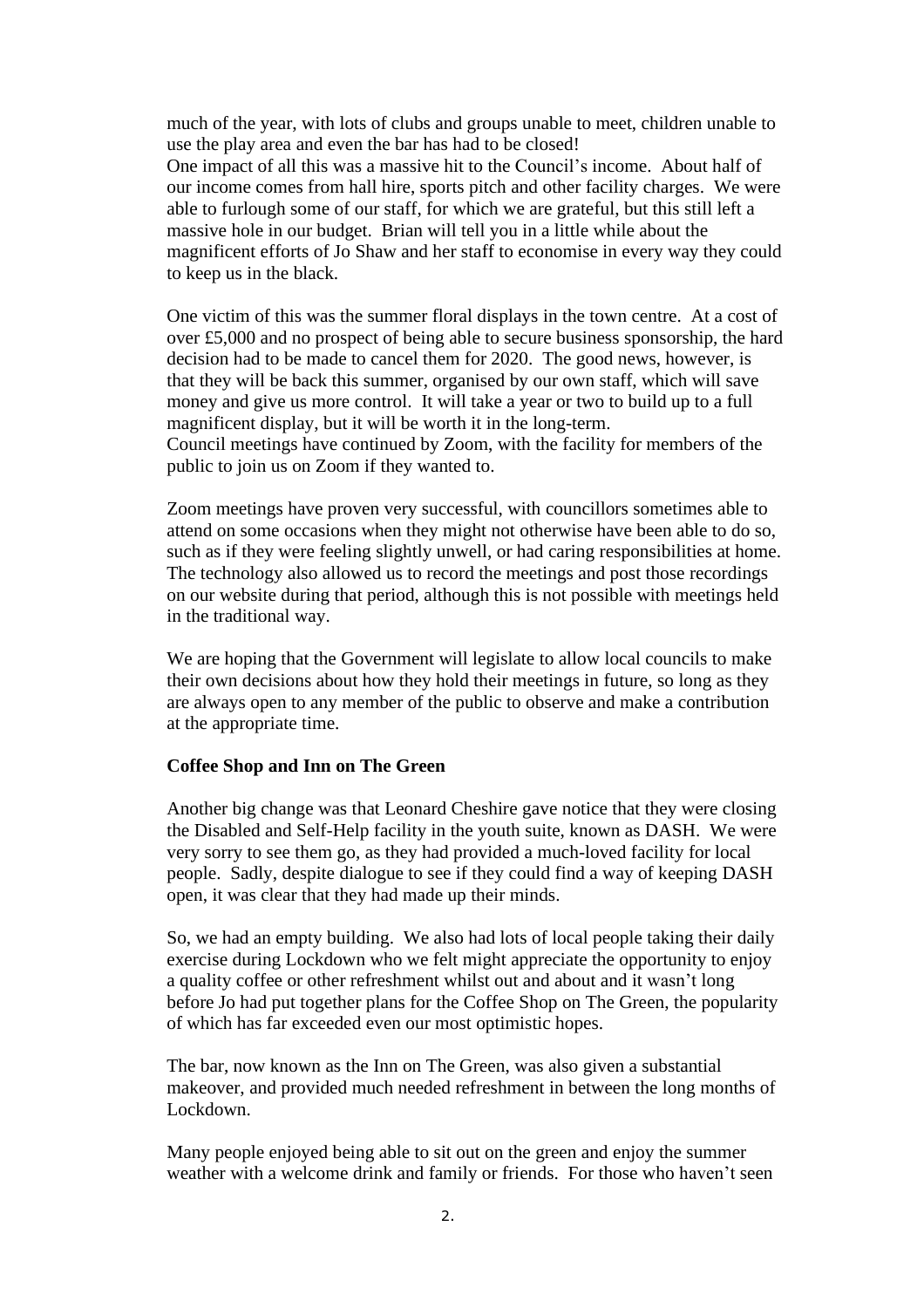much of the year, with lots of clubs and groups unable to meet, children unable to use the play area and even the bar has had to be closed!

One impact of all this was a massive hit to the Council's income. About half of our income comes from hall hire, sports pitch and other facility charges. We were able to furlough some of our staff, for which we are grateful, but this still left a massive hole in our budget. Brian will tell you in a little while about the magnificent efforts of Jo Shaw and her staff to economise in every way they could to keep us in the black.

One victim of this was the summer floral displays in the town centre. At a cost of over £5,000 and no prospect of being able to secure business sponsorship, the hard decision had to be made to cancel them for 2020. The good news, however, is that they will be back this summer, organised by our own staff, which will save money and give us more control. It will take a year or two to build up to a full magnificent display, but it will be worth it in the long-term.

Council meetings have continued by Zoom, with the facility for members of the public to join us on Zoom if they wanted to.

Zoom meetings have proven very successful, with councillors sometimes able to attend on some occasions when they might not otherwise have been able to do so, such as if they were feeling slightly unwell, or had caring responsibilities at home. The technology also allowed us to record the meetings and post those recordings on our website during that period, although this is not possible with meetings held in the traditional way.

We are hoping that the Government will legislate to allow local councils to make their own decisions about how they hold their meetings in future, so long as they are always open to any member of the public to observe and make a contribution at the appropriate time.

**Coffee Shop and Inn on The Green**

Another big change was that Leonard Cheshire gave notice that they were closing the Disabled and Self-Help facility in the youth suite, known as DASH. We were very sorry to see them go, as they had provided a much-loved facility for local people. Sadly, despite dialogue to see if they could find a way of keeping DASH open, it was clear that they had made up their minds.

So, we had an empty building. We also had lots of local people taking their daily exercise during Lockdown who we felt might appreciate the opportunity to enjoy a quality coffee or other refreshment whilst out and about and it wasn't long before Jo had put together plans for the Coffee Shop on The Green, the popularity of which has far exceeded even our most optimistic hopes.

The bar, now known as the Inn on The Green, was also given a substantial makeover, and provided much needed refreshment in between the long months of Lockdown.

Many people enjoyed being able to sit out on the green and enjoy the summer weather with a welcome drink and family or friends. For those who haven't seen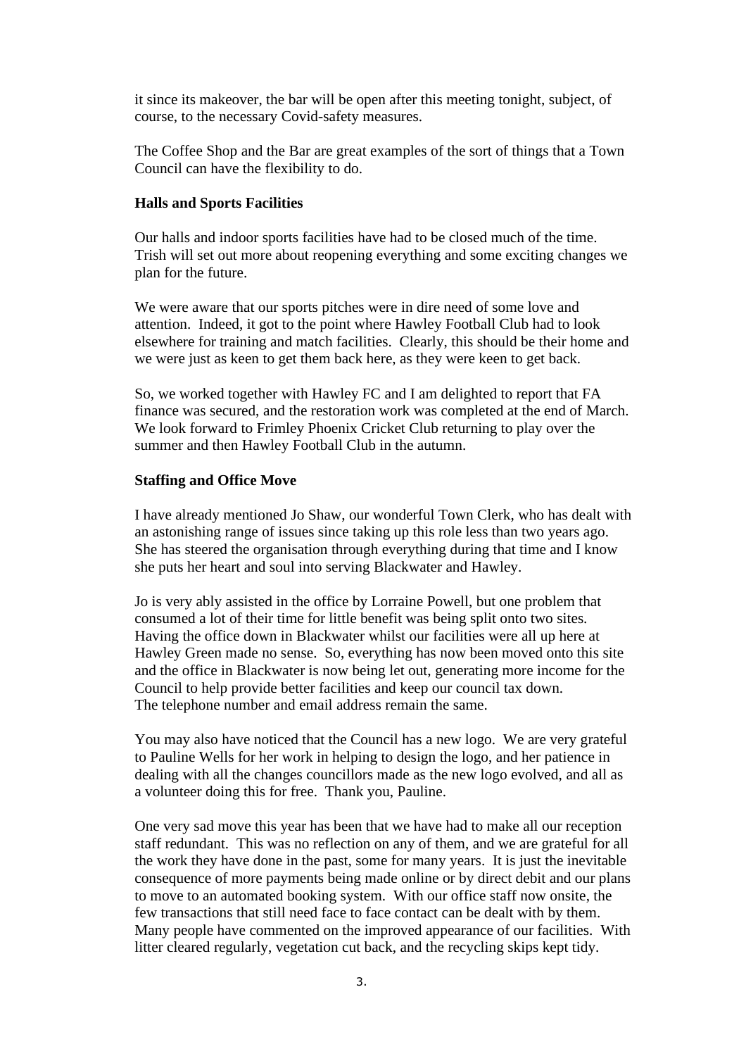it since its makeover, the bar will be open after this meeting tonight, subject, of course, to the necessary Covid-safety measures.

The Coffee Shop and the Bar are great examples of the sort of things that a Town Council can have the flexibility to do.

**Halls and Sports Facilities**

Our halls and indoor sports facilities have had to be closed much of the time. Trish will set out more about reopening everything and some exciting changes we plan for the future.

We were aware that our sports pitches were in dire need of some love and attention. Indeed, it got to the point where Hawley Football Club had to look elsewhere for training and match facilities. Clearly, this should be their home and we were just as keen to get them back here, as they were keen to get back.

So, we worked together with Hawley FC and I am delighted to report that FA finance was secured, and the restoration work was completed at the end of March. We look forward to Frimley Phoenix Cricket Club returning to play over the summer and then Hawley Football Club in the autumn.

**Staffing and Office Move**

I have already mentioned Jo Shaw, our wonderful Town Clerk, who has dealt with an astonishing range of issues since taking up this role less than two years ago. She has steered the organisation through everything during that time and I know she puts her heart and soul into serving Blackwater and Hawley.

Jo is very ably assisted in the office by Lorraine Powell, but one problem that consumed a lot of their time for little benefit was being split onto two sites. Having the office down in Blackwater whilst our facilities were all up here at Hawley Green made no sense. So, everything has now been moved onto this site and the office in Blackwater is now being let out, generating more income for the Council to help provide better facilities and keep our council tax down.
The telephone number and email address remain the same.

You may also have noticed that the Council has a new logo. We are very grateful to Pauline Wells for her work in helping to design the logo, and her patience in dealing with all the changes councillors made as the new logo evolved, and all as a volunteer doing this for free. Thank you, Pauline.

One very sad move this year has been that we have had to make all our reception staff redundant. This was no reflection on any of them, and we are grateful for all the work they have done in the past, some for many years. It is just the inevitable consequence of more payments being made online or by direct debit and our plans to move to an automated booking system. With our office staff now onsite, the few transactions that still need face to face contact can be dealt with by them.
Many people have commented on the improved appearance of our facilities. With litter cleared regularly, vegetation cut back, and the recycling skips kept tidy.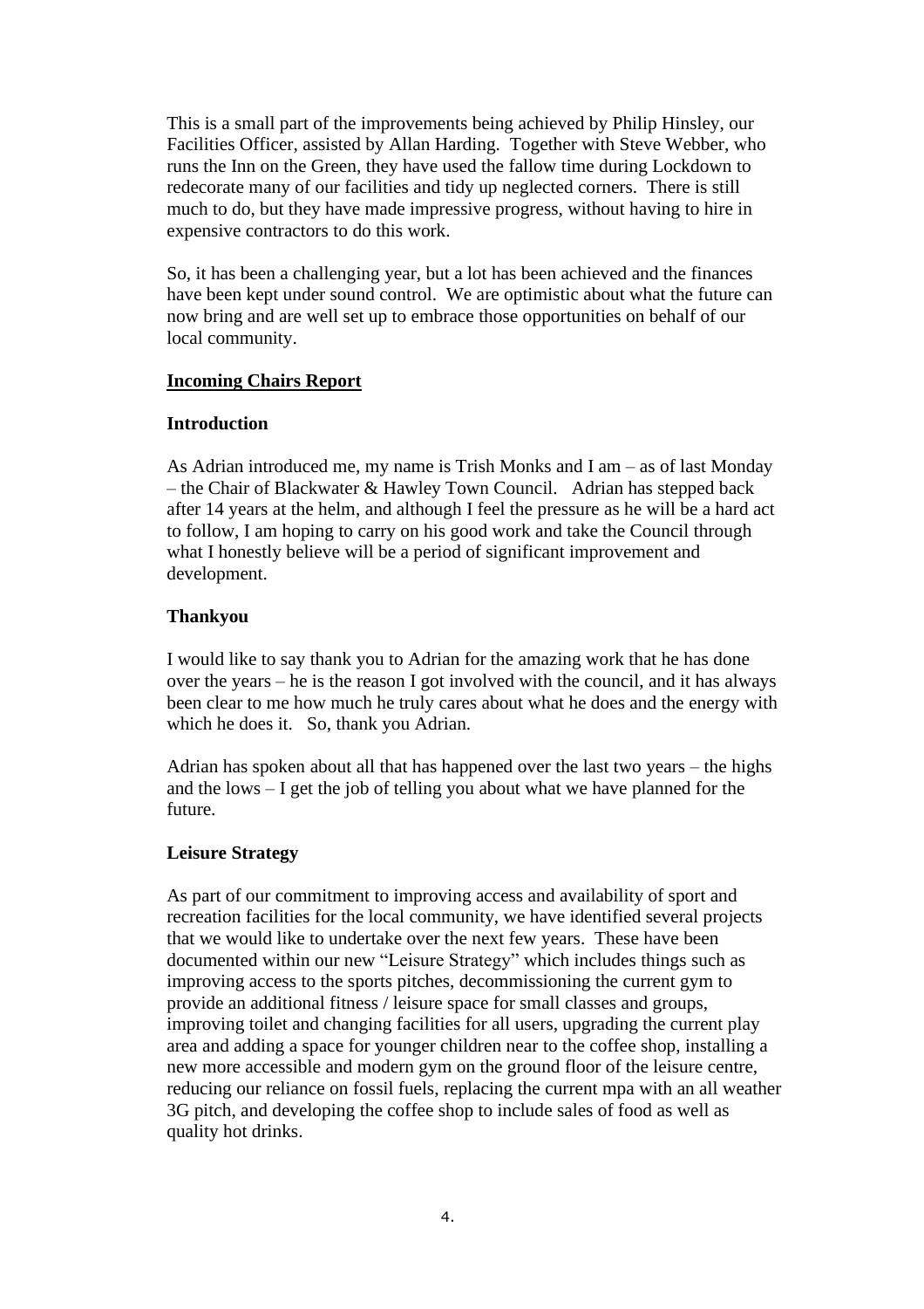This is a small part of the improvements being achieved by Philip Hinsley, our Facilities Officer, assisted by Allan Harding. Together with Steve Webber, who runs the Inn on the Green, they have used the fallow time during Lockdown to redecorate many of our facilities and tidy up neglected corners. There is still much to do, but they have made impressive progress, without having to hire in expensive contractors to do this work.

So, it has been a challenging year, but a lot has been achieved and the finances have been kept under sound control. We are optimistic about what the future can now bring and are well set up to embrace those opportunities on behalf of our local community.

## Incoming Chairs Report

### Introduction

As Adrian introduced me, my name is Trish Monks and I am – as of last Monday – the Chair of Blackwater & Hawley Town Council. Adrian has stepped back after 14 years at the helm, and although I feel the pressure as he will be a hard act to follow, I am hoping to carry on his good work and take the Council through what I honestly believe will be a period of significant improvement and development.

### Thankyou

I would like to say thank you to Adrian for the amazing work that he has done over the years – he is the reason I got involved with the council, and it has always been clear to me how much he truly cares about what he does and the energy with which he does it. So, thank you Adrian.

Adrian has spoken about all that has happened over the last two years – the highs and the lows – I get the job of telling you about what we have planned for the future.

### Leisure Strategy

As part of our commitment to improving access and availability of sport and recreation facilities for the local community, we have identified several projects that we would like to undertake over the next few years. These have been documented within our new "Leisure Strategy" which includes things such as improving access to the sports pitches, decommissioning the current gym to provide an additional fitness / leisure space for small classes and groups, improving toilet and changing facilities for all users, upgrading the current play area and adding a space for younger children near to the coffee shop, installing a new more accessible and modern gym on the ground floor of the leisure centre, reducing our reliance on fossil fuels, replacing the current mpa with an all weather 3G pitch, and developing the coffee shop to include sales of food as well as quality hot drinks.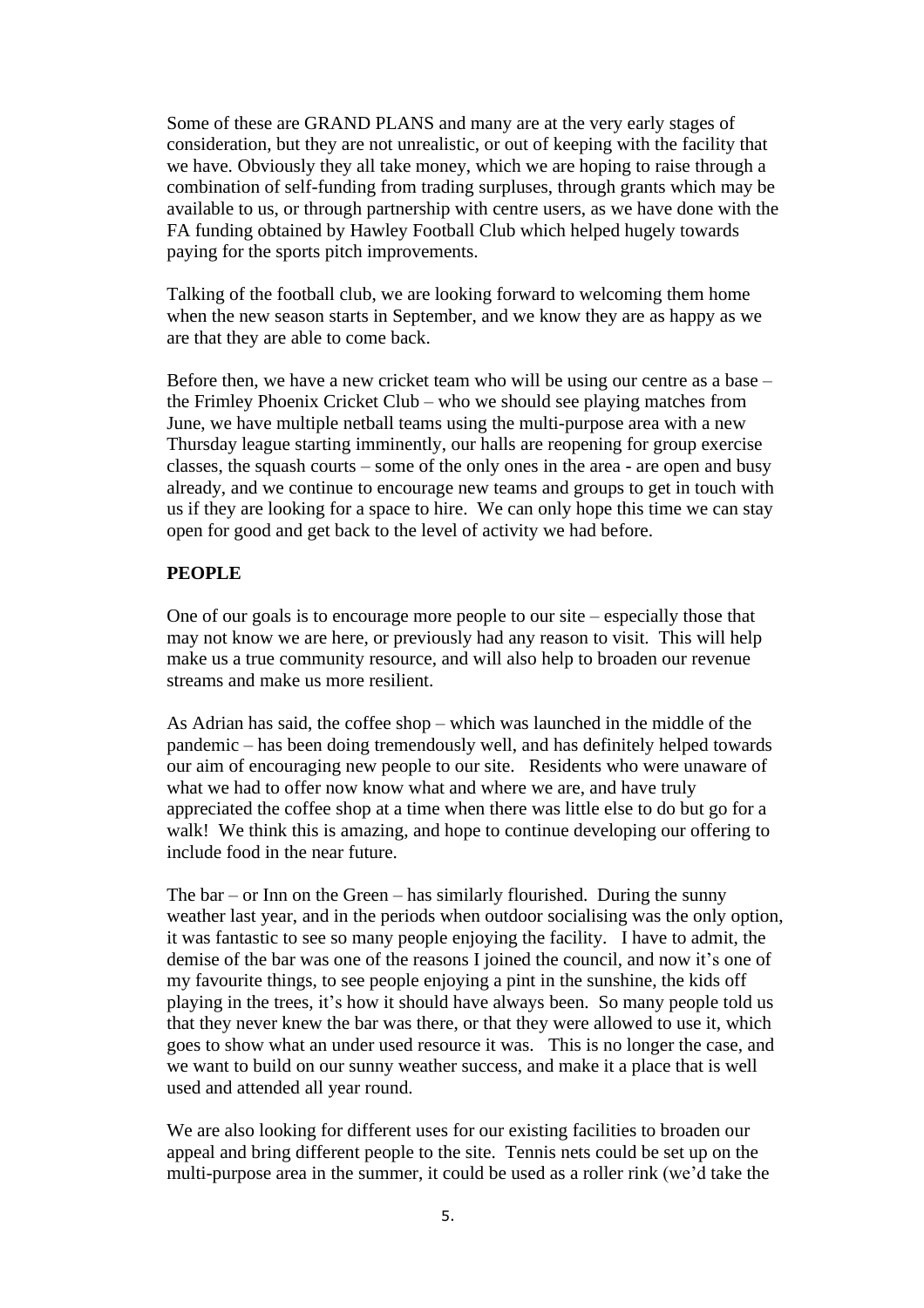Some of these are GRAND PLANS and many are at the very early stages of consideration, but they are not unrealistic, or out of keeping with the facility that we have. Obviously they all take money, which we are hoping to raise through a combination of self-funding from trading surpluses, through grants which may be available to us, or through partnership with centre users, as we have done with the FA funding obtained by Hawley Football Club which helped hugely towards paying for the sports pitch improvements.

Talking of the football club, we are looking forward to welcoming them home when the new season starts in September, and we know they are as happy as we are that they are able to come back.

Before then, we have a new cricket team who will be using our centre as a base – the Frimley Phoenix Cricket Club – who we should see playing matches from June, we have multiple netball teams using the multi-purpose area with a new Thursday league starting imminently, our halls are reopening for group exercise classes, the squash courts – some of the only ones in the area - are open and busy already, and we continue to encourage new teams and groups to get in touch with us if they are looking for a space to hire. We can only hope this time we can stay open for good and get back to the level of activity we had before.

**PEOPLE**

One of our goals is to encourage more people to our site – especially those that may not know we are here, or previously had any reason to visit. This will help make us a true community resource, and will also help to broaden our revenue streams and make us more resilient.

As Adrian has said, the coffee shop – which was launched in the middle of the pandemic – has been doing tremendously well, and has definitely helped towards our aim of encouraging new people to our site. Residents who were unaware of what we had to offer now know what and where we are, and have truly appreciated the coffee shop at a time when there was little else to do but go for a walk! We think this is amazing, and hope to continue developing our offering to include food in the near future.

The bar – or Inn on the Green – has similarly flourished. During the sunny weather last year, and in the periods when outdoor socialising was the only option, it was fantastic to see so many people enjoying the facility. I have to admit, the demise of the bar was one of the reasons I joined the council, and now it's one of my favourite things, to see people enjoying a pint in the sunshine, the kids off playing in the trees, it's how it should have always been. So many people told us that they never knew the bar was there, or that they were allowed to use it, which goes to show what an under used resource it was. This is no longer the case, and we want to build on our sunny weather success, and make it a place that is well used and attended all year round.

We are also looking for different uses for our existing facilities to broaden our appeal and bring different people to the site. Tennis nets could be set up on the multi-purpose area in the summer, it could be used as a roller rink (we'd take the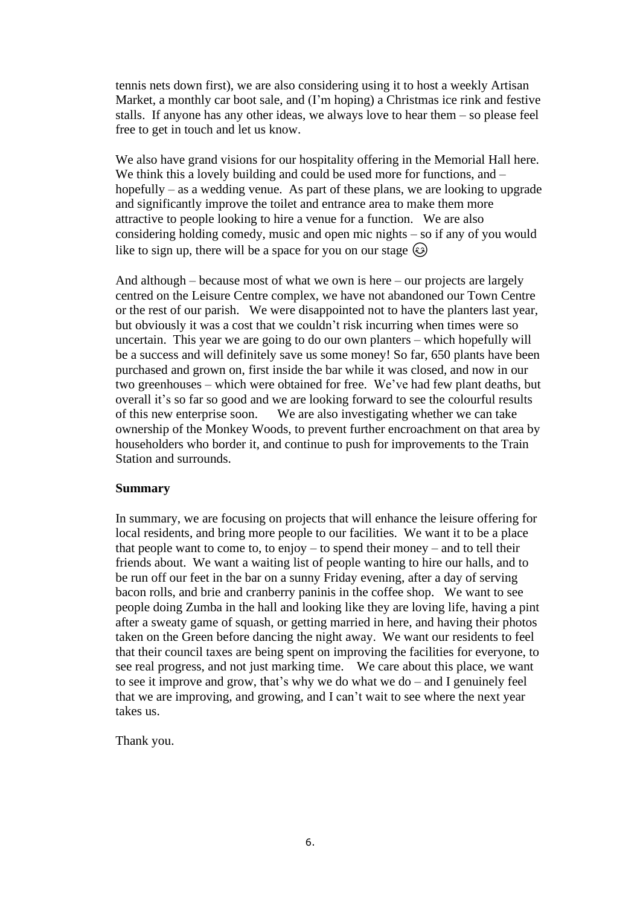tennis nets down first), we are also considering using it to host a weekly Artisan Market, a monthly car boot sale, and (I'm hoping) a Christmas ice rink and festive stalls. If anyone has any other ideas, we always love to hear them – so please feel free to get in touch and let us know.

We also have grand visions for our hospitality offering in the Memorial Hall here. We think this a lovely building and could be used more for functions, and – hopefully – as a wedding venue. As part of these plans, we are looking to upgrade and significantly improve the toilet and entrance area to make them more attractive to people looking to hire a venue for a function. We are also considering holding comedy, music and open mic nights – so if any of you would like to sign up, there will be a space for you on our stage 😊

And although – because most of what we own is here – our projects are largely centred on the Leisure Centre complex, we have not abandoned our Town Centre or the rest of our parish. We were disappointed not to have the planters last year, but obviously it was a cost that we couldn't risk incurring when times were so uncertain. This year we are going to do our own planters – which hopefully will be a success and will definitely save us some money! So far, 650 plants have been purchased and grown on, first inside the bar while it was closed, and now in our two greenhouses – which were obtained for free. We've had few plant deaths, but overall it's so far so good and we are looking forward to see the colourful results of this new enterprise soon. We are also investigating whether we can take ownership of the Monkey Woods, to prevent further encroachment on that area by householders who border it, and continue to push for improvements to the Train Station and surrounds.

**Summary**

In summary, we are focusing on projects that will enhance the leisure offering for local residents, and bring more people to our facilities. We want it to be a place that people want to come to, to enjoy – to spend their money – and to tell their friends about. We want a waiting list of people wanting to hire our halls, and to be run off our feet in the bar on a sunny Friday evening, after a day of serving bacon rolls, and brie and cranberry paninis in the coffee shop. We want to see people doing Zumba in the hall and looking like they are loving life, having a pint after a sweaty game of squash, or getting married in here, and having their photos taken on the Green before dancing the night away. We want our residents to feel that their council taxes are being spent on improving the facilities for everyone, to see real progress, and not just marking time. We care about this place, we want to see it improve and grow, that's why we do what we do – and I genuinely feel that we are improving, and growing, and I can't wait to see where the next year takes us.

Thank you.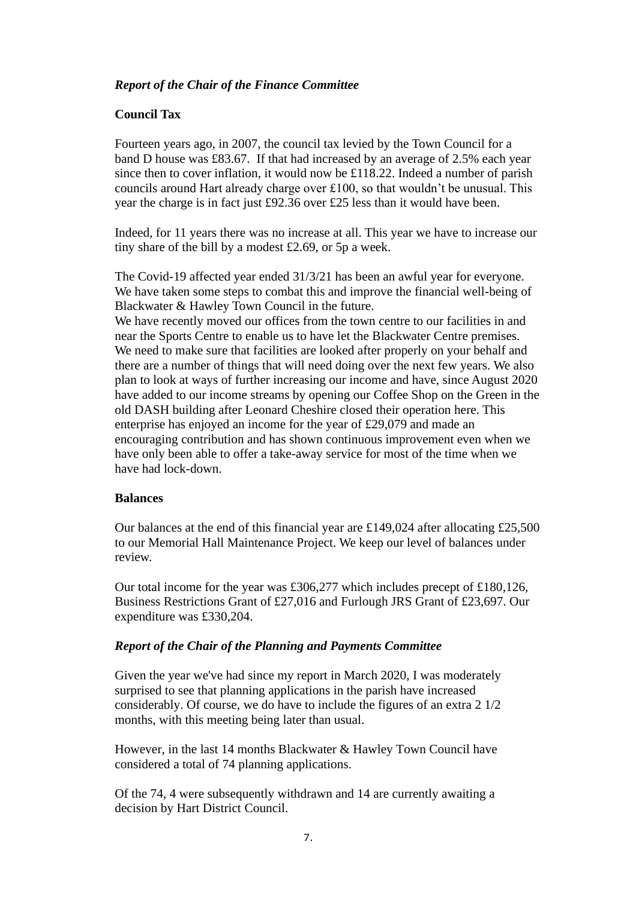***Report of the Chair of the Finance Committee***

**Council Tax**

Fourteen years ago, in 2007, the council tax levied by the Town Council for a band D house was £83.67. If that had increased by an average of 2.5% each year since then to cover inflation, it would now be £118.22. Indeed a number of parish councils around Hart already charge over £100, so that wouldn't be unusual. This year the charge is in fact just £92.36 over £25 less than it would have been.

Indeed, for 11 years there was no increase at all. This year we have to increase our tiny share of the bill by a modest £2.69, or 5p a week.

The Covid-19 affected year ended 31/3/21 has been an awful year for everyone. We have taken some steps to combat this and improve the financial well-being of Blackwater & Hawley Town Council in the future.
We have recently moved our offices from the town centre to our facilities in and near the Sports Centre to enable us to have let the Blackwater Centre premises. We need to make sure that facilities are looked after properly on your behalf and there are a number of things that will need doing over the next few years. We also plan to look at ways of further increasing our income and have, since August 2020 have added to our income streams by opening our Coffee Shop on the Green in the old DASH building after Leonard Cheshire closed their operation here. This enterprise has enjoyed an income for the year of £29,079 and made an encouraging contribution and has shown continuous improvement even when we have only been able to offer a take-away service for most of the time when we have had lock-down.

**Balances**

Our balances at the end of this financial year are £149,024 after allocating £25,500 to our Memorial Hall Maintenance Project. We keep our level of balances under review.

Our total income for the year was £306,277 which includes precept of £180,126, Business Restrictions Grant of £27,016 and Furlough JRS Grant of £23,697. Our expenditure was £330,204.

***Report of the Chair of the Planning and Payments Committee***

Given the year we've had since my report in March 2020, I was moderately surprised to see that planning applications in the parish have increased considerably. Of course, we do have to include the figures of an extra 2 1/2 months, with this meeting being later than usual.

However, in the last 14 months Blackwater & Hawley Town Council have considered a total of 74 planning applications.

Of the 74, 4 were subsequently withdrawn and 14 are currently awaiting a decision by Hart District Council.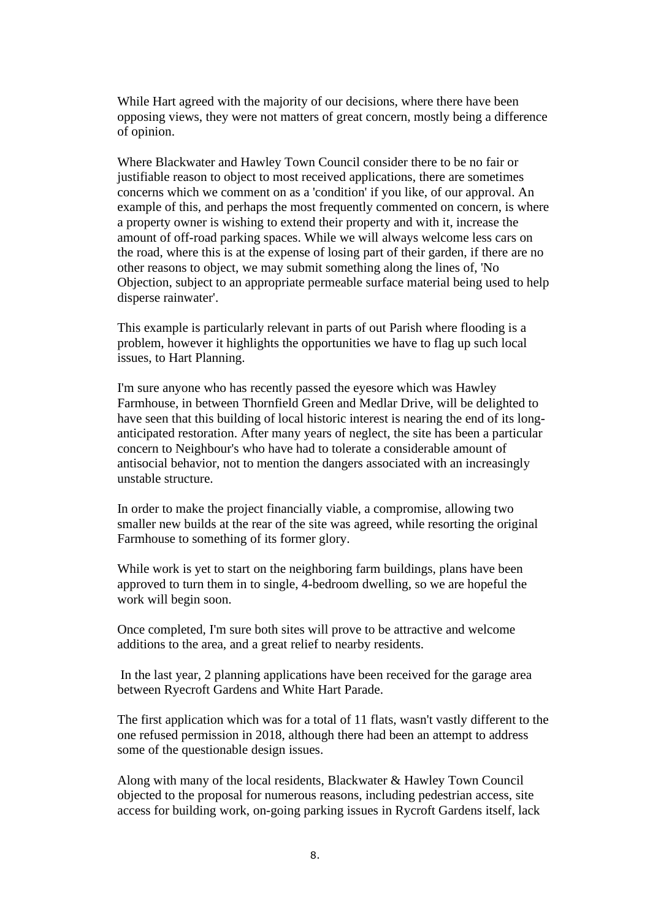While Hart agreed with the majority of our decisions, where there have been opposing views, they were not matters of great concern, mostly being a difference of opinion.

Where Blackwater and Hawley Town Council consider there to be no fair or justifiable reason to object to most received applications, there are sometimes concerns which we comment on as a 'condition' if you like, of our approval. An example of this, and perhaps the most frequently commented on concern, is where a property owner is wishing to extend their property and with it, increase the amount of off-road parking spaces. While we will always welcome less cars on the road, where this is at the expense of losing part of their garden, if there are no other reasons to object, we may submit something along the lines of, 'No Objection, subject to an appropriate permeable surface material being used to help disperse rainwater'.

This example is particularly relevant in parts of out Parish where flooding is a problem, however it highlights the opportunities we have to flag up such local issues, to Hart Planning.

I'm sure anyone who has recently passed the eyesore which was Hawley Farmhouse, in between Thornfield Green and Medlar Drive, will be delighted to have seen that this building of local historic interest is nearing the end of its long-anticipated restoration. After many years of neglect, the site has been a particular concern to Neighbour's who have had to tolerate a considerable amount of antisocial behavior, not to mention the dangers associated with an increasingly unstable structure.

In order to make the project financially viable, a compromise, allowing two smaller new builds at the rear of the site was agreed, while resorting the original Farmhouse to something of its former glory.

While work is yet to start on the neighboring farm buildings, plans have been approved to turn them in to single, 4-bedroom dwelling, so we are hopeful the work will begin soon.

Once completed, I'm sure both sites will prove to be attractive and welcome additions to the area, and a great relief to nearby residents.

In the last year, 2 planning applications have been received for the garage area between Ryecroft Gardens and White Hart Parade.

The first application which was for a total of 11 flats, wasn't vastly different to the one refused permission in 2018, although there had been an attempt to address some of the questionable design issues.

Along with many of the local residents, Blackwater & Hawley Town Council objected to the proposal for numerous reasons, including pedestrian access, site access for building work, on-going parking issues in Rycroft Gardens itself, lack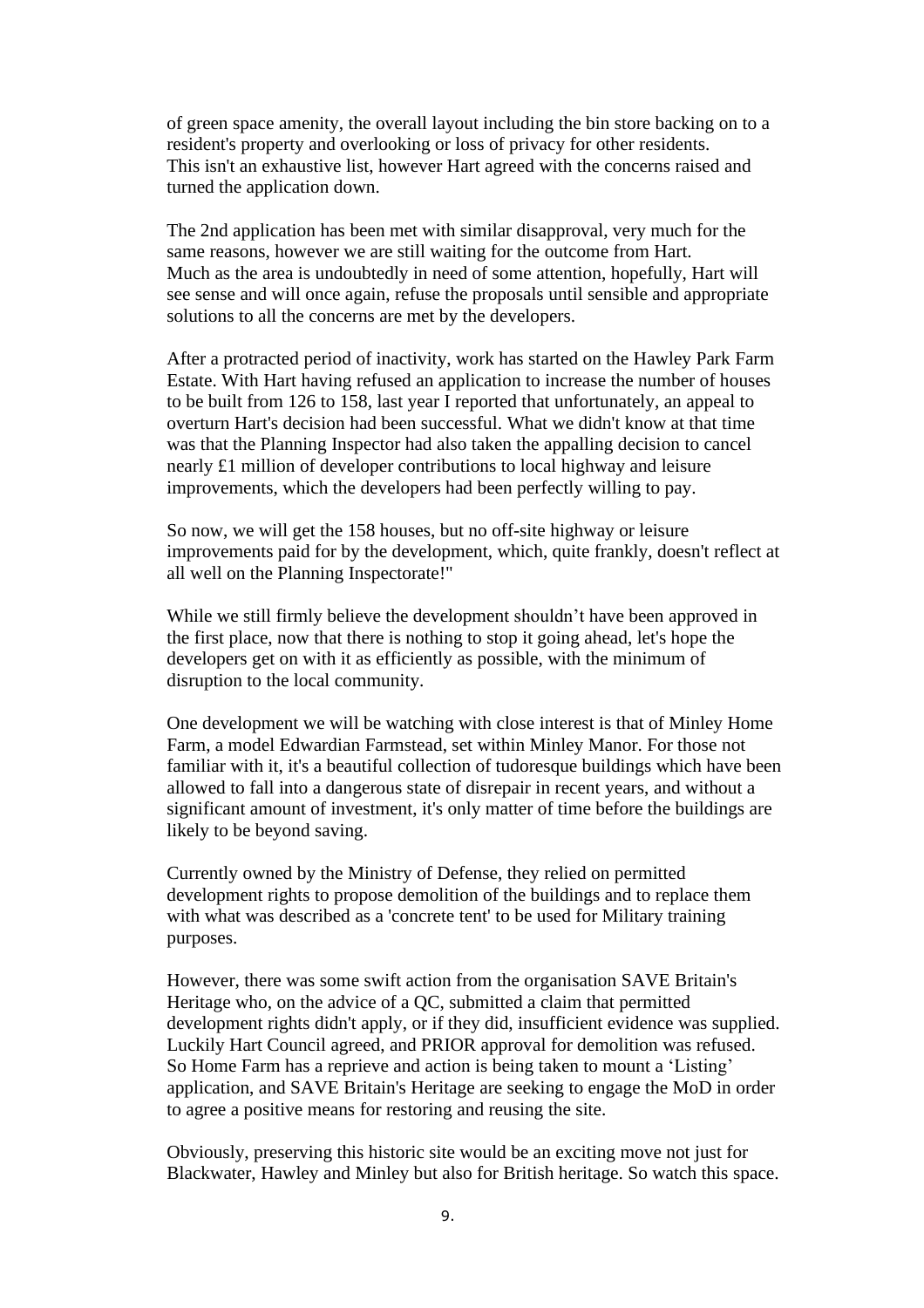of green space amenity, the overall layout including the bin store backing on to a resident's property and overlooking or loss of privacy for other residents.
This isn't an exhaustive list, however Hart agreed with the concerns raised and turned the application down.

The 2nd application has been met with similar disapproval, very much for the same reasons, however we are still waiting for the outcome from Hart.
Much as the area is undoubtedly in need of some attention, hopefully, Hart will see sense and will once again, refuse the proposals until sensible and appropriate solutions to all the concerns are met by the developers.

After a protracted period of inactivity, work has started on the Hawley Park Farm Estate. With Hart having refused an application to increase the number of houses to be built from 126 to 158, last year I reported that unfortunately, an appeal to overturn Hart's decision had been successful. What we didn't know at that time was that the Planning Inspector had also taken the appalling decision to cancel nearly £1 million of developer contributions to local highway and leisure improvements, which the developers had been perfectly willing to pay.

So now, we will get the 158 houses, but no off-site highway or leisure improvements paid for by the development, which, quite frankly, doesn't reflect at all well on the Planning Inspectorate!"

While we still firmly believe the development shouldn't have been approved in the first place, now that there is nothing to stop it going ahead, let's hope the developers get on with it as efficiently as possible, with the minimum of disruption to the local community.

One development we will be watching with close interest is that of Minley Home Farm, a model Edwardian Farmstead, set within Minley Manor. For those not familiar with it, it's a beautiful collection of tudoresque buildings which have been allowed to fall into a dangerous state of disrepair in recent years, and without a significant amount of investment, it's only matter of time before the buildings are likely to be beyond saving.

Currently owned by the Ministry of Defense, they relied on permitted development rights to propose demolition of the buildings and to replace them with what was described as a 'concrete tent' to be used for Military training purposes.

However, there was some swift action from the organisation SAVE Britain's Heritage who, on the advice of a QC, submitted a claim that permitted development rights didn't apply, or if they did, insufficient evidence was supplied. Luckily Hart Council agreed, and PRIOR approval for demolition was refused. So Home Farm has a reprieve and action is being taken to mount a 'Listing' application, and SAVE Britain's Heritage are seeking to engage the MoD in order to agree a positive means for restoring and reusing the site.

Obviously, preserving this historic site would be an exciting move not just for Blackwater, Hawley and Minley but also for British heritage. So watch this space.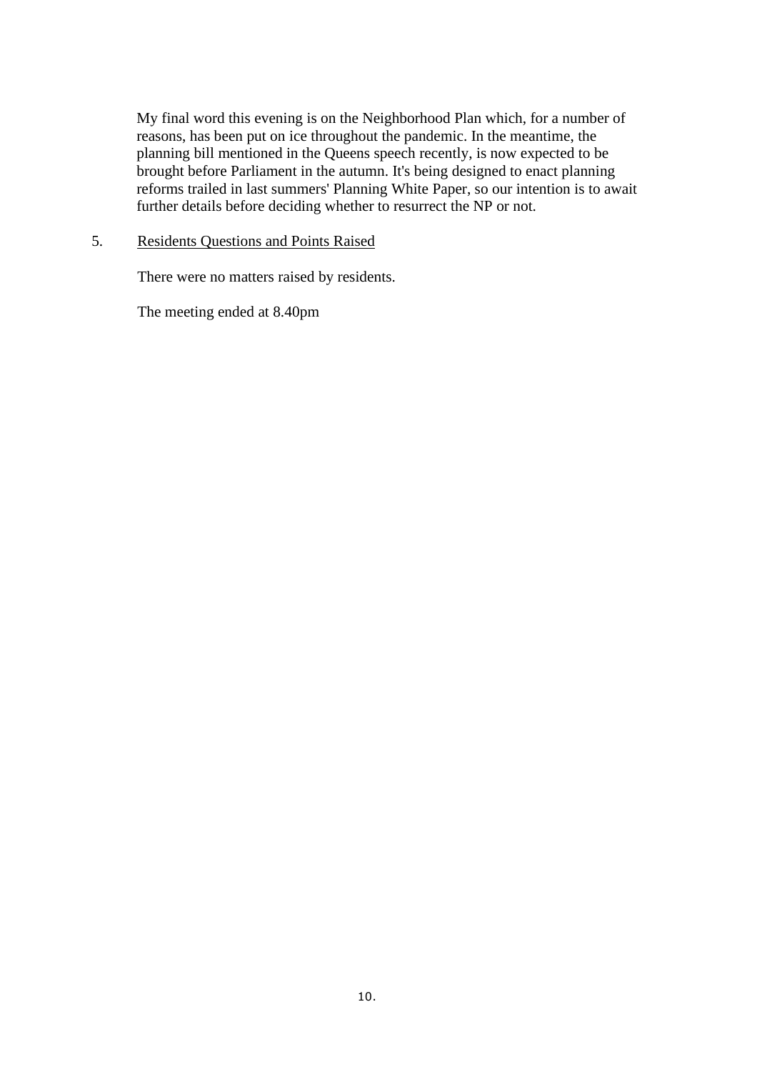My final word this evening is on the Neighborhood Plan which, for a number of reasons, has been put on ice throughout the pandemic. In the meantime, the planning bill mentioned in the Queens speech recently, is now expected to be brought before Parliament in the autumn. It's being designed to enact planning reforms trailed in last summers' Planning White Paper, so our intention is to await further details before deciding whether to resurrect the NP or not.

5. Residents Questions and Points Raised

There were no matters raised by residents.

The meeting ended at 8.40pm